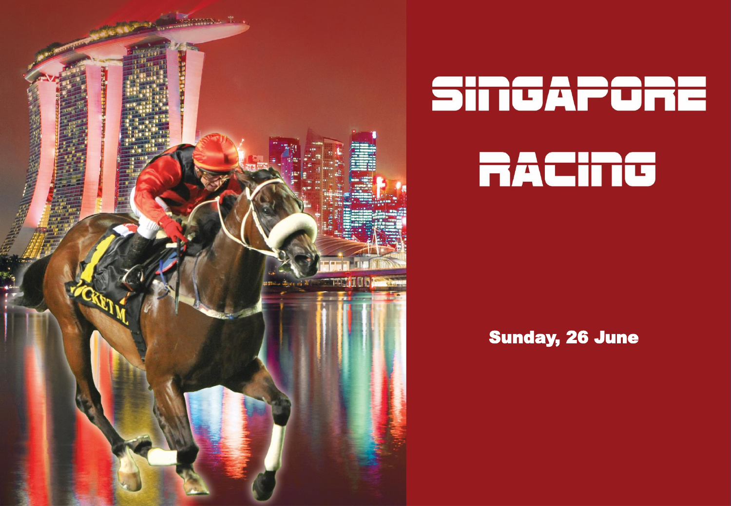# SINGAPORE RACING

**Sunday, 26 June**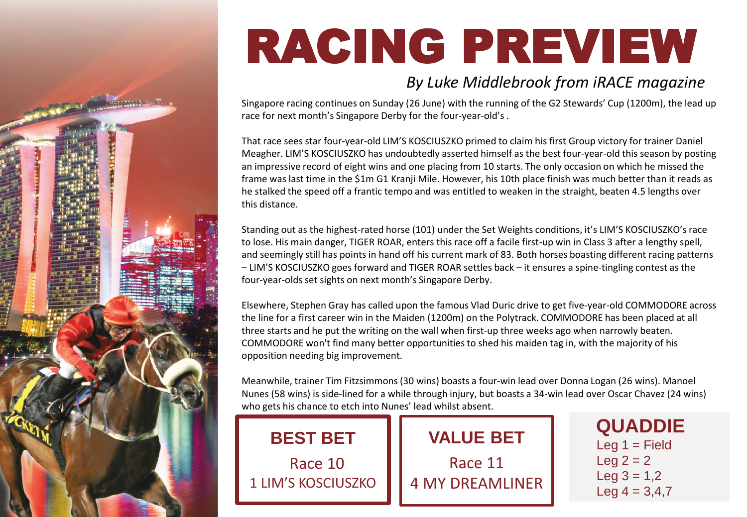# RACING PREVIEW

*By Luke Middlebrook from iRACE magazine*

Singapore racing continues on Sunday (26 June) with the running of the G2 Stewards' Cup (1200m), the lead up race for next month's Singapore Derby for the four-year-old's .

That race sees star four-year-old LIM'S KOSCIUSZKO primed to claim his first Group victory for trainer Daniel Meagher. LIM'S KOSCIUSZKO has undoubtedly asserted himself as the best four-year-old this season by posting an impressive record of eight wins and one placing from 10 starts. The only occasion on which he missed the frame was last time in the $1m G1 Kranji Mile. However, his 10th place finish was much better than it reads as he stalked the speed off a frantic tempo and was entitled to weaken in the straight, beaten 4.5 lengths over this distance.

Standing out as the highest-rated horse (101) under the Set Weights conditions, it's LIM'S KOSCIUSZKO's race to lose. His main danger, TIGER ROAR, enters this race off a facile first-up win in Class 3 after a lengthy spell, and seemingly still has points in hand off his current mark of 83. Both horses boasting different racing patterns – LIM'S KOSCIUSZKO goes forward and TIGER ROAR settles back – it ensures a spine-tingling contest as the four-year-olds set sights on next month's Singapore Derby.

Elsewhere, Stephen Gray has called upon the famous Vlad Duric drive to get five-year-old COMMODORE across the line for a first career win in the Maiden (1200m) on the Polytrack. COMMODORE has been placed at all three starts and he put the writing on the wall when first-up three weeks ago when narrowly beaten. COMMODORE won't find many better opportunities to shed his maiden tag in, with the majority of his opposition needing big improvement.

Meanwhile, trainer Tim Fitzsimmons (30 wins) boasts a four-win lead over Donna Logan (26 wins). Manoel Nunes (58 wins) is side-lined for a while through injury, but boasts a 34-win lead over Oscar Chavez (24 wins) who gets his chance to etch into Nunes' lead whilst absent.

## BEST BET

Race 10

1 LIM'S KOSCIUSZKO

## VALUE BET

Race 11

4 MY DREAMLINER

## QUADDIE

Leg 1 = Field

Leg 2 = 2

Leg 3 = 1,2

Leg 4 = 3,4,7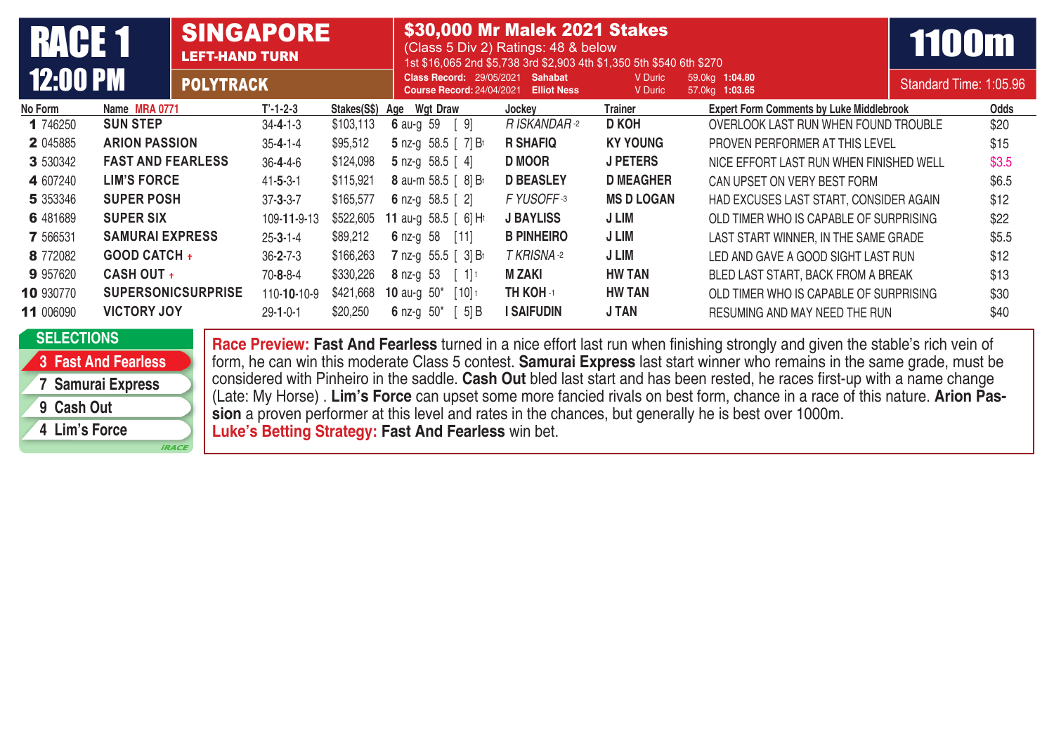# RACE 1 — 12:00 PM

**SINGAPORE** — LEFT-HAND TURN — POLYTRACK

**$30,000 Mr Malek 2021 Stakes**
(Class 5 Div 2) Ratings: 48 & below
1st $16,065 2nd $5,738 3rd $2,903 4th $1,350 5th $540 6th $270

Class Record: 29/05/2021 Sahabat V Duric 59.0kg **1:04.80**
Course Record: 24/04/2021 Elliot Ness V Duric 57.0kg **1:03.65**

**1100m** — Standard Time: 1:05.96

| No | Form | Name MRA 0771 | T'-1-2-3 | Stakes(S$) | Age | Wgt | Draw | Jockey | Trainer | Expert Form Comments by Luke Middlebrook | Odds |
|---|---|---|---|---|---|---|---|---|---|---|---|
| 1 | 746250 | SUN STEP | 34-4-1-3 | $103,113 | 6 au-g | 59 | [ 9] | *R ISKANDAR* -2 | D KOH | OVERLOOK LAST RUN WHEN FOUND TROUBLE | $20 |
| 2 | 045885 | ARION PASSION | 35-4-1-4 | $95,512 | 5 nz-g | 58.5 | [ 7] Bt | R SHAFIQ | KY YOUNG | PROVEN PERFORMER AT THIS LEVEL | $15 |
| 3 | 530342 | FAST AND FEARLESS | 36-4-4-6 | $124,098 | 5 nz-g | 58.5 | [ 4] | D MOOR | J PETERS | NICE EFFORT LAST RUN WHEN FINISHED WELL | $3.5 |
| 4 | 607240 | LIM'S FORCE | 41-5-3-1 | $115,921 | 8 au-m | 58.5 | [ 8] Bt | D BEASLEY | D MEAGHER | CAN UPSET ON VERY BEST FORM | $6.5 |
| 5 | 353346 | SUPER POSH | 37-3-3-7 | $165,577 | 6 nz-g | 58.5 | [ 2] | *F YUSOFF* -3 | MS D LOGAN | HAD EXCUSES LAST START, CONSIDER AGAIN | $12 |
| 6 | 481689 | SUPER SIX | 109-11-9-13 | $522,605 | 11 au-g | 58.5 | [ 6] Ht | J BAYLISS | J LIM | OLD TIMER WHO IS CAPABLE OF SURPRISING | $22 |
| 7 | 566531 | SAMURAI EXPRESS | 25-3-1-4 | $89,212 | 6 nz-g | 58 | [11] | B PINHEIRO | J LIM | LAST START WINNER, IN THE SAME GRADE | $5.5 |
| 8 | 772082 | GOOD CATCH + | 36-2-7-3 | $166,263 | 7 nz-g | 55.5 | [ 3] Bt | *T KRISNA* -2 | J LIM | LED AND GAVE A GOOD SIGHT LAST RUN | $12 |
| 9 | 957620 | CASH OUT + | 70-8-8-4 | $330,226 | 8 nz-g | 53 | [ 1] t | M ZAKI | HW TAN | BLED LAST START, BACK FROM A BREAK | $13 |
| 10 | 930770 | SUPERSONICSURPRISE | 110-10-10-9 | $421,668 | 10 au-g | 50* | [10] t | TH KOH -1 | HW TAN | OLD TIMER WHO IS CAPABLE OF SURPRISING | $30 |
| 11 | 006090 | VICTORY JOY | 29-1-0-1 | $20,250 | 6 nz-g | 50* | [ 5] B | I SAIFUDIN | J TAN | RESUMING AND MAY NEED THE RUN | $40 |

**SELECTIONS**

- 3 Fast And Fearless
- 7 Samurai Express
- 9 Cash Out
- 4 Lim's Force

**Race Preview:** **Fast And Fearless** turned in a nice effort last run when finishing strongly and given the stable's rich vein of form, he can win this moderate Class 5 contest. **Samurai Express** last start winner who remains in the same grade, must be considered with Pinheiro in the saddle. **Cash Out** bled last start and has been rested, he races first-up with a name change (Late: My Horse) . **Lim's Force** can upset some more fancied rivals on best form, chance in a race of this nature. **Arion Passion** a proven performer at this level and rates in the chances, but generally he is best over 1000m.

**Luke's Betting Strategy:** **Fast And Fearless** win bet.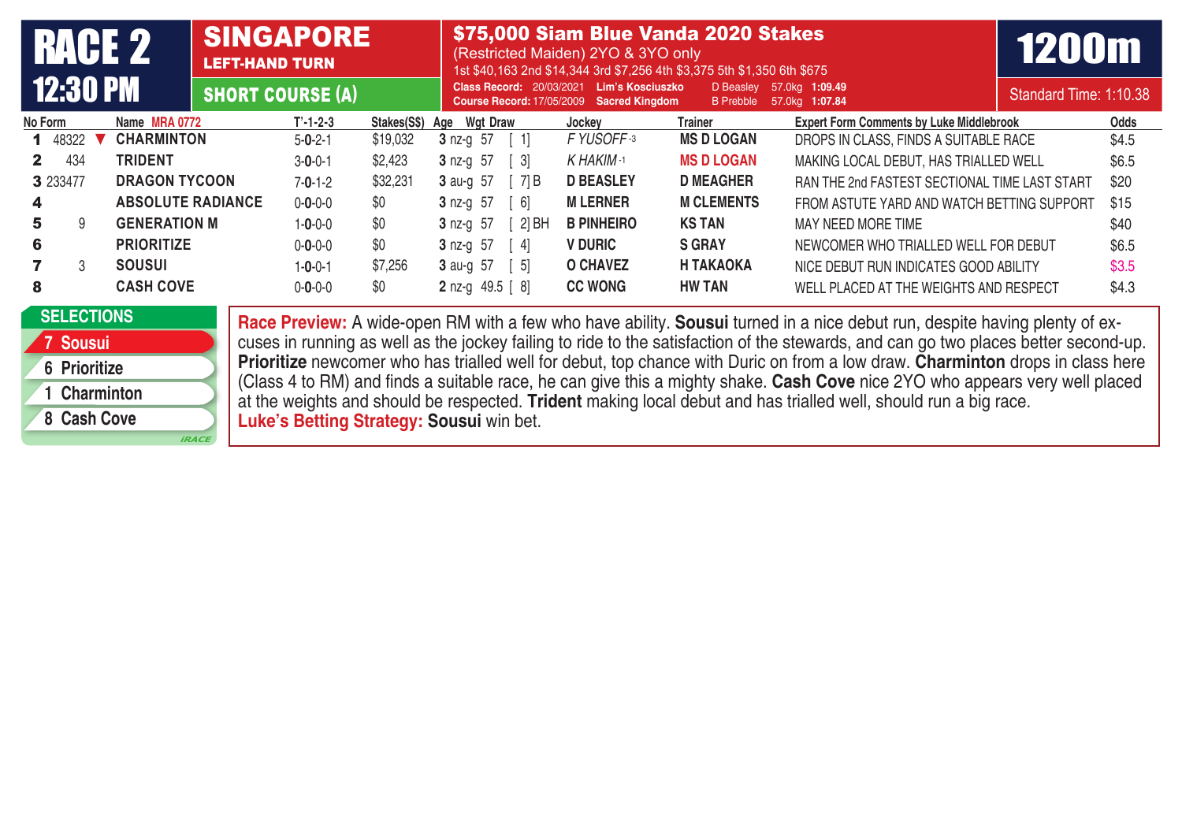# RACE 2 12:30 PM

**SINGAPORE** LEFT-HAND TURN — SHORT COURSE (A)

## $75,000 Siam Blue Vanda 2020 Stakes

(Restricted Maiden) 2YO & 3YO only

1st $40,163 2nd $14,344 3rd $7,256 4th $3,375 5th $1,350 6th $675

Class Record: 20/03/2021 Lim's Kosciuszko D Beasley 57.0kg 1:09.49

Course Record: 17/05/2009 Sacred Kingdom B Prebble 57.0kg 1:07.84

**1200m** — Standard Time: 1:10.38

| No | Form | Name MRA 0772 | T'-1-2-3 | Stakes(S$) | Age | Wgt | Draw | Jockey | Trainer | Expert Form Comments by Luke Middlebrook | Odds |
|---|---|---|---|---|---|---|---|---|---|---|---|
| 1 | 48322 ▼ | CHARMINTON | 5-0-2-1 | $19,032 | 3 nz-g | 57 | [ 1] | F YUSOFF -3 | MS D LOGAN | DROPS IN CLASS, FINDS A SUITABLE RACE | $4.5 |
| 2 | 434 | TRIDENT | 3-0-0-1 | $2,423 | 3 nz-g | 57 | [ 3] | K HAKIM -1 | MS D LOGAN | MAKING LOCAL DEBUT, HAS TRIALLED WELL | $6.5 |
| 3 | 233477 | DRAGON TYCOON | 7-0-1-2 | $32,231 | 3 au-g | 57 | [ 7] B | D BEASLEY | D MEAGHER | RAN THE 2nd FASTEST SECTIONAL TIME LAST START | $20 |
| 4 | | ABSOLUTE RADIANCE | 0-0-0-0 | $0 | 3 nz-g | 57 | [ 6] | M LERNER | M CLEMENTS | FROM ASTUTE YARD AND WATCH BETTING SUPPORT | $15 |
| 5 | 9 | GENERATION M | 1-0-0-0 | $0 | 3 nz-g | 57 | [ 2] BH | B PINHEIRO | KS TAN | MAY NEED MORE TIME | $40 |
| 6 | | PRIORITIZE | 0-0-0-0 | $0 | 3 nz-g | 57 | [ 4] | V DURIC | S GRAY | NEWCOMER WHO TRIALLED WELL FOR DEBUT | $6.5 |
| 7 | 3 | SOUSUI | 1-0-0-1 | $7,256 | 3 au-g | 57 | [ 5] | O CHAVEZ | H TAKAOKA | NICE DEBUT RUN INDICATES GOOD ABILITY | $3.5 |
| 8 | | CASH COVE | 0-0-0-0 | $0 | 2 nz-g | 49.5 | [ 8] | CC WONG | HW TAN | WELL PLACED AT THE WEIGHTS AND RESPECT | $4.3 |

**SELECTIONS**
- 7 Sousui
- 6 Prioritize
- 1 Charminton
- 8 Cash Cove

**Race Preview:** A wide-open RM with a few who have ability. **Sousui** turned in a nice debut run, despite having plenty of excuses in running as well as the jockey failing to ride to the satisfaction of the stewards, and can go two places better second-up. **Prioritize** newcomer who has trialled well for debut, top chance with Duric on from a low draw. **Charminton** drops in class here (Class 4 to RM) and finds a suitable race, he can give this a mighty shake. **Cash Cove** nice 2YO who appears very well placed at the weights and should be respected. **Trident** making local debut and has trialled well, should run a big race.

**Luke's Betting Strategy: Sousui** win bet.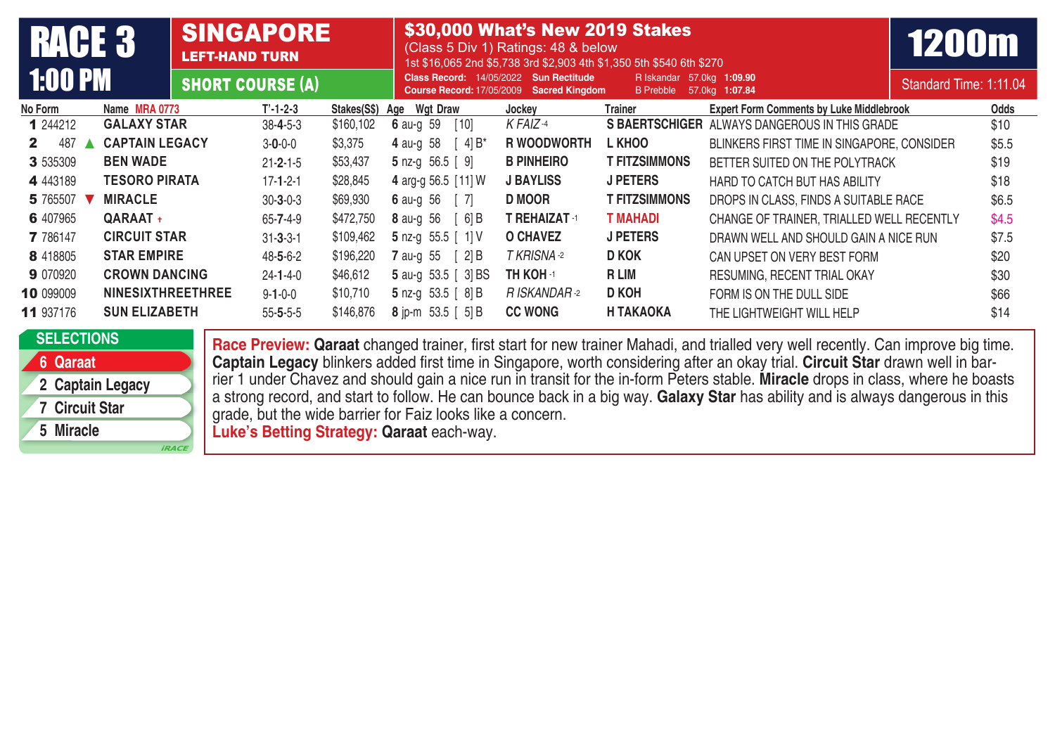# RACE 3 — 1:00 PM

**SINGAPORE** — LEFT-HAND TURN — **SHORT COURSE (A)**

## $30,000 What's New 2019 Stakes

(Class 5 Div 1) Ratings: 48 & below

1st $16,065 2nd $5,738 3rd $2,903 4th $1,350 5th $540 6th $270

**Class Record:** 14/05/2022 **Sun Rectitude** R Iskandar 57.0kg **1:09.90**

**Course Record:** 17/05/2009 **Sacred Kingdom** B Prebble 57.0kg **1:07.84**

**1200m** — Standard Time: 1:11.04

| No | Form | Name MRA 0773 | T'-1-2-3 | Stakes(S$) | Age | Wgt | Draw | Jockey | Trainer | Expert Form Comments by Luke Middlebrook | Odds |
|---|---|---|---|---|---|---|---|---|---|---|---|
| 1 | 244212 | GALAXY STAR | 38-4-5-3 | $160,102 | 6 au-g | 59 | [10] | K FAIZ -4 | S BAERTSCHIGER | ALWAYS DANGEROUS IN THIS GRADE | $10 |
| 2 | 487 ▲ | CAPTAIN LEGACY | 3-0-0-0 | $3,375 | 4 au-g | 58 | [ 4] B* | R WOODWORTH | L KHOO | BLINKERS FIRST TIME IN SINGAPORE, CONSIDER | $5.5 |
| 3 | 535309 | BEN WADE | 21-2-1-5 | $53,437 | 5 nz-g | 56.5 | [ 9] | B PINHEIRO | T FITZSIMMONS | BETTER SUITED ON THE POLYTRACK | $19 |
| 4 | 443189 | TESORO PIRATA | 17-1-2-1 | $28,845 | 4 arg-g | 56.5 | [11] W | J BAYLISS | J PETERS | HARD TO CATCH BUT HAS ABILITY | $18 |
| 5 | 765507 ▼ | MIRACLE | 30-3-0-3 | $69,930 | 6 au-g | 56 | [ 7] | D MOOR | T FITZSIMMONS | DROPS IN CLASS, FINDS A SUITABLE RACE | $6.5 |
| 6 | 407965 | QARAAT + | 65-7-4-9 | $472,750 | 8 au-g | 56 | [ 6] B | T REHAIZAT -1 | T MAHADI | CHANGE OF TRAINER, TRIALLED WELL RECENTLY | $4.5 |
| 7 | 786147 | CIRCUIT STAR | 31-3-3-1 | $109,462 | 5 nz-g | 55.5 | [ 1] V | O CHAVEZ | J PETERS | DRAWN WELL AND SHOULD GAIN A NICE RUN | $7.5 |
| 8 | 418805 | STAR EMPIRE | 48-5-6-2 | $196,220 | 7 au-g | 55 | [ 2] B | T KRISNA -2 | D KOK | CAN UPSET ON VERY BEST FORM | $20 |
| 9 | 070920 | CROWN DANCING | 24-1-4-0 | $46,612 | 5 au-g | 53.5 | [ 3] BS | TH KOH -1 | R LIM | RESUMING, RECENT TRIAL OKAY | $30 |
| 10 | 099009 | NINESIXTHREETHREE | 9-1-0-0 | $10,710 | 5 nz-g | 53.5 | [ 8] B | R ISKANDAR -2 | D KOH | FORM IS ON THE DULL SIDE | $66 |
| 11 | 937176 | SUN ELIZABETH | 55-5-5-5 | $146,876 | 8 jp-m | 53.5 | [ 5] B | CC WONG | H TAKAOKA | THE LIGHTWEIGHT WILL HELP | $14 |

**SELECTIONS**

- 6 Qaraat
- 2 Captain Legacy
- 7 Circuit Star
- 5 Miracle

**Race Preview:** **Qaraat** changed trainer, first start for new trainer Mahadi, and trialled very well recently. Can improve big time. **Captain Legacy** blinkers added first time in Singapore, worth considering after an okay trial. **Circuit Star** drawn well in barrier 1 under Chavez and should gain a nice run in transit for the in-form Peters stable. **Miracle** drops in class, where he boasts a strong record, and start to follow. He can bounce back in a big way. **Galaxy Star** has ability and is always dangerous in this grade, but the wide barrier for Faiz looks like a concern.

**Luke's Betting Strategy:** **Qaraat** each-way.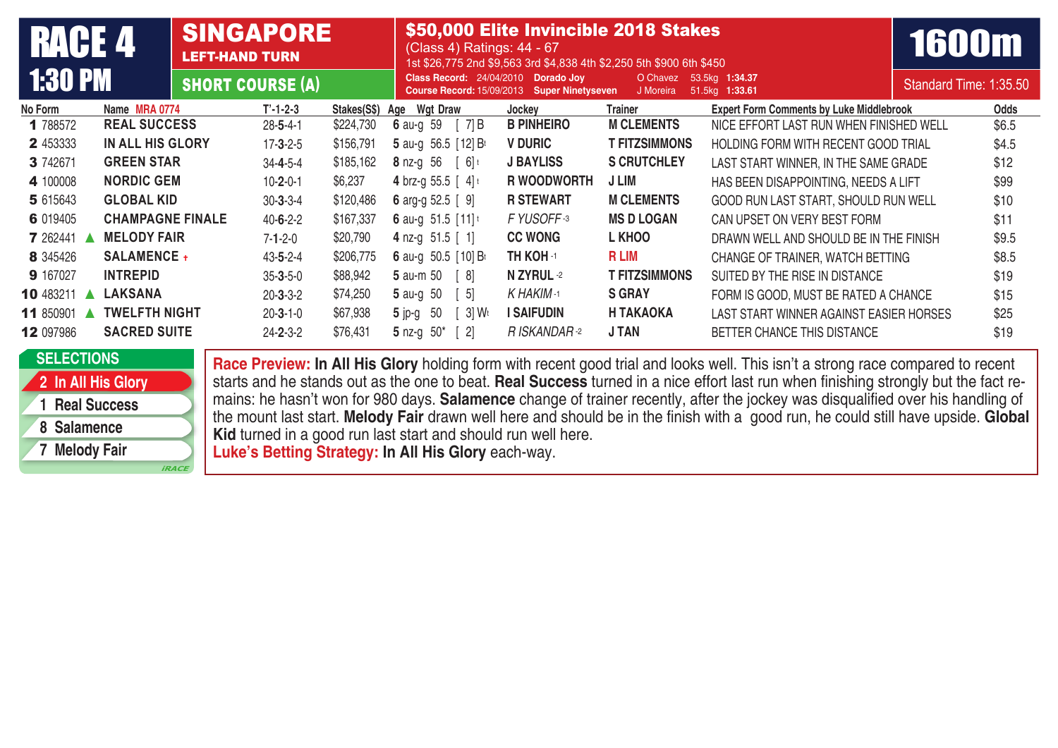# RACE 4 1:30 PM

## SINGAPORE — LEFT-HAND TURN — SHORT COURSE (A)

## $50,000 Elite Invincible 2018 Stakes

(Class 4) Ratings: 44 - 67

1st $26,775 2nd $9,563 3rd $4,838 4th $2,250 5th $900 6th $450

Class Record: 24/04/2010 Dorado Joy O Chavez 53.5kg **1:34.37**

Course Record: 15/09/2013 Super Ninetyseven J Moreira 51.5kg **1:33.61**

**1600m** — Standard Time: 1:35.50

| No | Form | Name MRA 0774 | T'-1-2-3 | Stakes(S$) | Age | Wgt | Draw | Jockey | Trainer | Expert Form Comments by Luke Middlebrook | Odds |
|---|---|---|---|---|---|---|---|---|---|---|---|
| 1 | 788572 | REAL SUCCESS | 28-5-4-1 | $224,730 | 6 au-g | 59 | [ 7] B | B PINHEIRO | M CLEMENTS | NICE EFFORT LAST RUN WHEN FINISHED WELL | $6.5 |
| 2 | 453333 | IN ALL HIS GLORY | 17-3-2-5 | $156,791 | 5 au-g | 56.5 | [12] Bt | V DURIC | T FITZSIMMONS | HOLDING FORM WITH RECENT GOOD TRIAL | $4.5 |
| 3 | 742671 | GREEN STAR | 34-4-5-4 | $185,162 | 8 nz-g | 56 | [ 6] t | J BAYLISS | S CRUTCHLEY | LAST START WINNER, IN THE SAME GRADE | $12 |
| 4 | 100008 | NORDIC GEM | 10-2-0-1 | $6,237 | 4 brz-g | 55.5 | [ 4] t | R WOODWORTH | J LIM | HAS BEEN DISAPPOINTING, NEEDS A LIFT | $99 |
| 5 | 615643 | GLOBAL KID | 30-3-3-4 | $120,486 | 6 arg-g | 52.5 | [ 9] | R STEWART | M CLEMENTS | GOOD RUN LAST START, SHOULD RUN WELL | $10 |
| 6 | 019405 | CHAMPAGNE FINALE | 40-6-2-2 | $167,337 | 6 au-g | 51.5 | [11] t | *F YUSOFF* -3 | MS D LOGAN | CAN UPSET ON VERY BEST FORM | $11 |
| 7 | 262441 ▲ | MELODY FAIR | 7-1-2-0 | $20,790 | 4 nz-g | 51.5 | [ 1] | CC WONG | L KHOO | DRAWN WELL AND SHOULD BE IN THE FINISH | $9.5 |
| 8 | 345426 | SALAMENCE + | 43-5-2-4 | $206,775 | 6 au-g | 50.5 | [10] Bt | TH KOH -1 | R LIM | CHANGE OF TRAINER, WATCH BETTING | $8.5 |
| 9 | 167027 | INTREPID | 35-3-5-0 | $88,942 | 5 au-m | 50 | [ 8] | N ZYRUL -2 | T FITZSIMMONS | SUITED BY THE RISE IN DISTANCE | $19 |
| 10 | 483211 ▲ | LAKSANA | 20-3-3-2 | $74,250 | 5 au-g | 50 | [ 5] | *K HAKIM* -1 | S GRAY | FORM IS GOOD, MUST BE RATED A CHANCE | $15 |
| 11 | 850901 ▲ | TWELFTH NIGHT | 20-3-1-0 | $67,938 | 5 jp-g | 50 | [ 3] Wt | I SAIFUDIN | H TAKAOKA | LAST START WINNER AGAINST EASIER HORSES | $25 |
| 12 | 097986 | SACRED SUITE | 24-2-3-2 | $76,431 | 5 nz-g | 50* | [ 2] | *R ISKANDAR* -2 | J TAN | BETTER CHANCE THIS DISTANCE | $19 |

### SELECTIONS

- 2 In All His Glory
- 1 Real Success
- 8 Salamence
- 7 Melody Fair

**Race Preview:** **In All His Glory** holding form with recent good trial and looks well. This isn't a strong race compared to recent starts and he stands out as the one to beat. **Real Success** turned in a nice effort last run when finishing strongly but the fact remains: he hasn't won for 980 days. **Salamence** change of trainer recently, after the jockey was disqualified over his handling of the mount last start. **Melody Fair** drawn well here and should be in the finish with a good run, he could still have upside. **Global Kid** turned in a good run last start and should run well here.

**Luke's Betting Strategy:** **In All His Glory** each-way.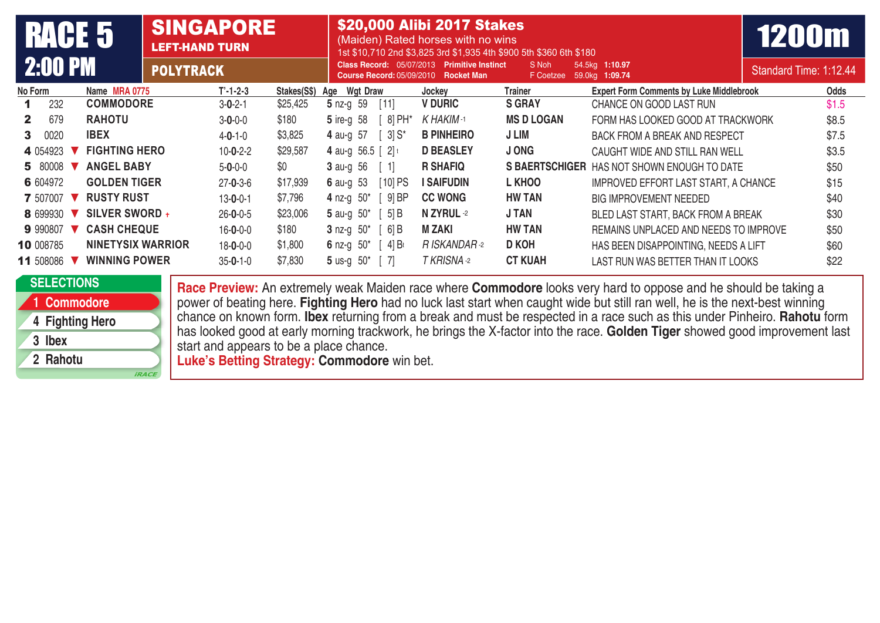# RACE 5 — 2:00 PM

**SINGAPORE** — LEFT-HAND TURN — POLYTRACK

## $20,000 Alibi 2017 Stakes

(Maiden) Rated horses with no wins

1st $10,710 2nd $3,825 3rd $1,935 4th $900 5th $360 6th $180

Class Record: 05/07/2013 Primitive Instinct S Noh 54.5kg 1:10.97

Course Record: 05/09/2010 Rocket Man F Coetzee 59.0kg 1:09.74

**1200m** — Standard Time: 1:12.44

| No | Form | Name MRA 0775 | T'-1-2-3 | Stakes(S$) | Age | Wgt | Draw | Jockey | Trainer | Expert Form Comments by Luke Middlebrook | Odds |
|---|---|---|---|---|---|---|---|---|---|---|---|
| 1 | 232 | COMMODORE | 3-0-2-1 | $25,425 | 5 nz-g | 59 | [11] | V DURIC | S GRAY | CHANCE ON GOOD LAST RUN | $1.5 |
| 2 | 679 | RAHOTU | 3-0-0-0 | $180 | 5 ire-g | 58 | [ 8] PH* | *K HAKIM* -1 | MS D LOGAN | FORM HAS LOOKED GOOD AT TRACKWORK | $8.5 |
| 3 | 0020 | IBEX | 4-0-1-0 | $3,825 | 4 au-g | 57 | [ 3] S* | B PINHEIRO | J LIM | BACK FROM A BREAK AND RESPECT | $7.5 |
| 4 | 054923 ▼ | FIGHTING HERO | 10-0-2-2 | $29,587 | 4 au-g | 56.5 | [ 2] t | D BEASLEY | J ONG | CAUGHT WIDE AND STILL RAN WELL | $3.5 |
| 5 | 80008 ▼ | ANGEL BABY | 5-0-0-0 | $0 | 3 au-g | 56 | [ 1] | R SHAFIQ | S BAERTSCHIGER | HAS NOT SHOWN ENOUGH TO DATE | $50 |
| 6 | 604972 | GOLDEN TIGER | 27-0-3-6 | $17,939 | 6 au-g | 53 | [10] PS | I SAIFUDIN | L KHOO | IMPROVED EFFORT LAST START, A CHANCE | $15 |
| 7 | 507007 ▼ | RUSTY RUST | 13-0-0-1 | $7,796 | 4 nz-g | 50* | [ 9] BP | CC WONG | HW TAN | BIG IMPROVEMENT NEEDED | $40 |
| 8 | 699930 ▼ | SILVER SWORD + | 26-0-0-5 | $23,006 | 5 au-g | 50* | [ 5] B | N ZYRUL -2 | J TAN | BLED LAST START, BACK FROM A BREAK | $30 |
| 9 | 990807 ▼ | CASH CHEQUE | 16-0-0-0 | $180 | 3 nz-g | 50* | [ 6] B | M ZAKI | HW TAN | REMAINS UNPLACED AND NEEDS TO IMPROVE | $50 |
| 10 | 008785 | NINETYSIX WARRIOR | 18-0-0-0 | $1,800 | 6 nz-g | 50* | [ 4] Bt | *R ISKANDAR* -2 | D KOH | HAS BEEN DISAPPOINTING, NEEDS A LIFT | $60 |
| 11 | 508086 ▼ | WINNING POWER | 35-0-1-0 | $7,830 | 5 us-g | 50* | [ 7] | *T KRISNA* -2 | CT KUAH | LAST RUN WAS BETTER THAN IT LOOKS | $22 |

### SELECTIONS

1. 1 Commodore
2. 4 Fighting Hero
3. 3 Ibex
4. 2 Rahotu

**Race Preview:** An extremely weak Maiden race where **Commodore** looks very hard to oppose and he should be taking a power of beating here. **Fighting Hero** had no luck last start when caught wide but still ran well, he is the next-best winning chance on known form. **Ibex** returning from a break and must be respected in a race such as this under Pinheiro. **Rahotu** form has looked good at early morning trackwork, he brings the X-factor into the race. **Golden Tiger** showed good improvement last start and appears to be a place chance.

**Luke's Betting Strategy: Commodore** win bet.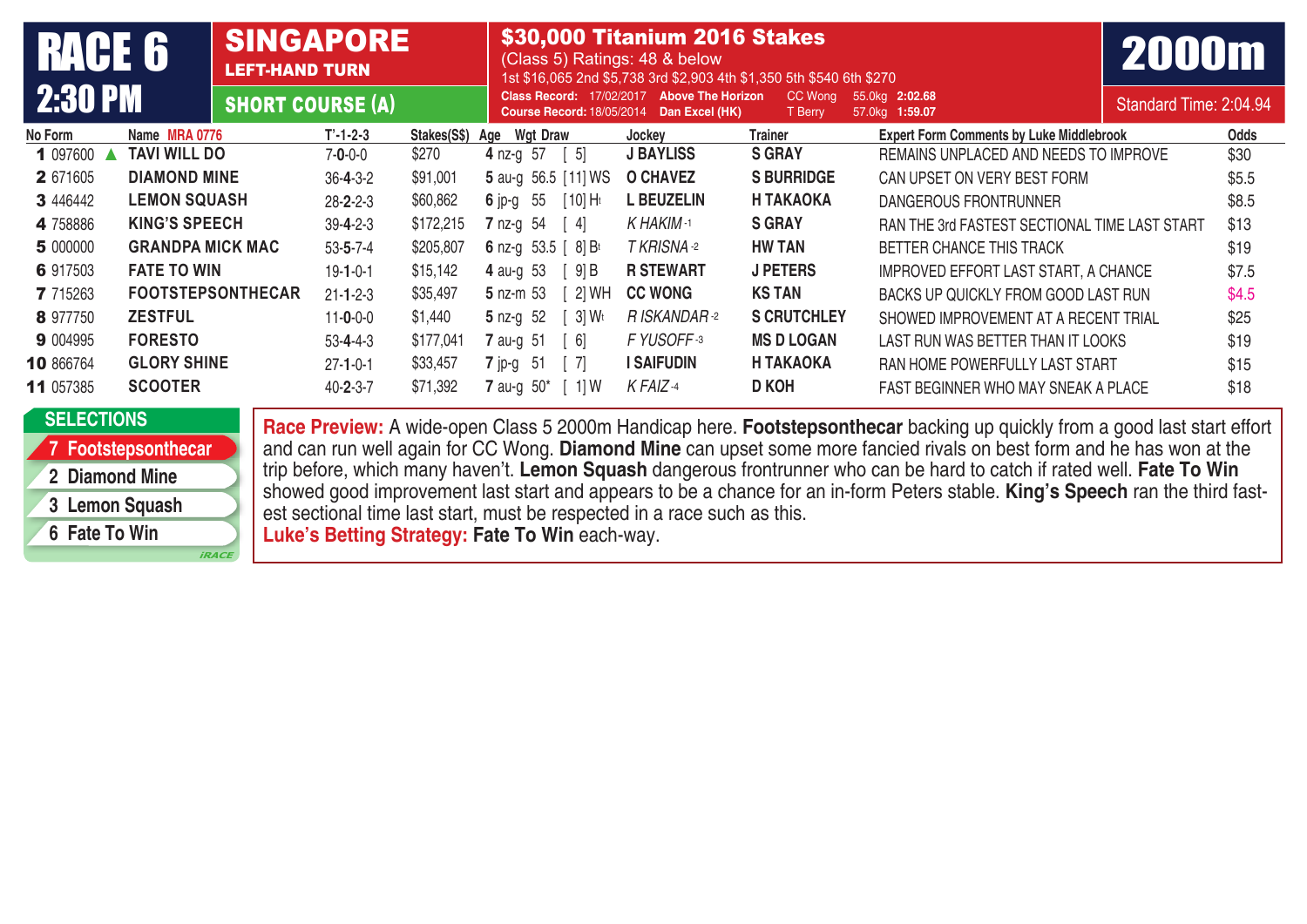# RACE 6 — 2:30 PM

## SINGAPORE — LEFT-HAND TURN — SHORT COURSE (A)

### $30,000 Titanium 2016 Stakes

(Class 5) Ratings: 48 & below

1st $16,065 2nd $5,738 3rd $2,903 4th $1,350 5th $540 6th $270

**Class Record:** 17/02/2017 **Above The Horizon** CC Wong 55.0kg **2:02.68**

**Course Record:** 18/05/2014 **Dan Excel (HK)** T Berry 57.0kg **1:59.07**

**2000m** — Standard Time: 2:04.94

| No | Form | Name MRA 0776 | T'-1-2-3 | Stakes(S$) | Age | Wgt | Draw | Jockey | Trainer | Expert Form Comments by Luke Middlebrook | Odds |
|---|---|---|---|---|---|---|---|---|---|---|---|
| 1 | 097600 ▲ | TAVI WILL DO | 7-0-0-0 | $270 | 4 nz-g | 57 | [ 5] | J BAYLISS | S GRAY | REMAINS UNPLACED AND NEEDS TO IMPROVE | $30 |
| 2 | 671605 | DIAMOND MINE | 36-4-3-2 | $91,001 | 5 au-g | 56.5 | [11] WS | O CHAVEZ | S BURRIDGE | CAN UPSET ON VERY BEST FORM | $5.5 |
| 3 | 446442 | LEMON SQUASH | 28-2-2-3 | $60,862 | 6 jp-g | 55 | [10] Ht | L BEUZELIN | H TAKAOKA | DANGEROUS FRONTRUNNER | $8.5 |
| 4 | 758886 | KING'S SPEECH | 39-4-2-3 | $172,215 | 7 nz-g | 54 | [ 4] | K HAKIM -1 | S GRAY | RAN THE 3rd FASTEST SECTIONAL TIME LAST START | $13 |
| 5 | 000000 | GRANDPA MICK MAC | 53-5-7-4 | $205,807 | 6 nz-g | 53.5 | [ 8] Bt | T KRISNA -2 | HW TAN | BETTER CHANCE THIS TRACK | $19 |
| 6 | 917503 | FATE TO WIN | 19-1-0-1 | $15,142 | 4 au-g | 53 | [ 9] B | R STEWART | J PETERS | IMPROVED EFFORT LAST START, A CHANCE | $7.5 |
| 7 | 715263 | FOOTSTEPSONTHECAR | 21-1-2-3 | $35,497 | 5 nz-m | 53 | [ 2] WH | CC WONG | KS TAN | BACKS UP QUICKLY FROM GOOD LAST RUN | $4.5 |
| 8 | 977750 | ZESTFUL | 11-0-0-0 | $1,440 | 5 nz-g | 52 | [ 3] Wt | R ISKANDAR -2 | S CRUTCHLEY | SHOWED IMPROVEMENT AT A RECENT TRIAL | $25 |
| 9 | 004995 | FORESTO | 53-4-4-3 | $177,041 | 7 au-g | 51 | [ 6] | F YUSOFF -3 | MS D LOGAN | LAST RUN WAS BETTER THAN IT LOOKS | $19 |
| 10 | 866764 | GLORY SHINE | 27-1-0-1 | $33,457 | 7 jp-g | 51 | [ 7] | I SAIFUDIN | H TAKAOKA | RAN HOME POWERFULLY LAST START | $15 |
| 11 | 057385 | SCOOTER | 40-2-3-7 | $71,392 | 7 au-g | 50* | [ 1] W | K FAIZ -4 | D KOH | FAST BEGINNER WHO MAY SNEAK A PLACE | $18 |

**SELECTIONS**

- 7 Footstepsonthecar
- 2 Diamond Mine
- 3 Lemon Squash
- 6 Fate To Win

**Race Preview:** A wide-open Class 5 2000m Handicap here. **Footstepsonthecar** backing up quickly from a good last start effort and can run well again for CC Wong. **Diamond Mine** can upset some more fancied rivals on best form and he has won at the trip before, which many haven't. **Lemon Squash** dangerous frontrunner who can be hard to catch if rated well. **Fate To Win** showed good improvement last start and appears to be a chance for an in-form Peters stable. **King's Speech** ran the third fastest sectional time last start, must be respected in a race such as this.

**Luke's Betting Strategy:** **Fate To Win** each-way.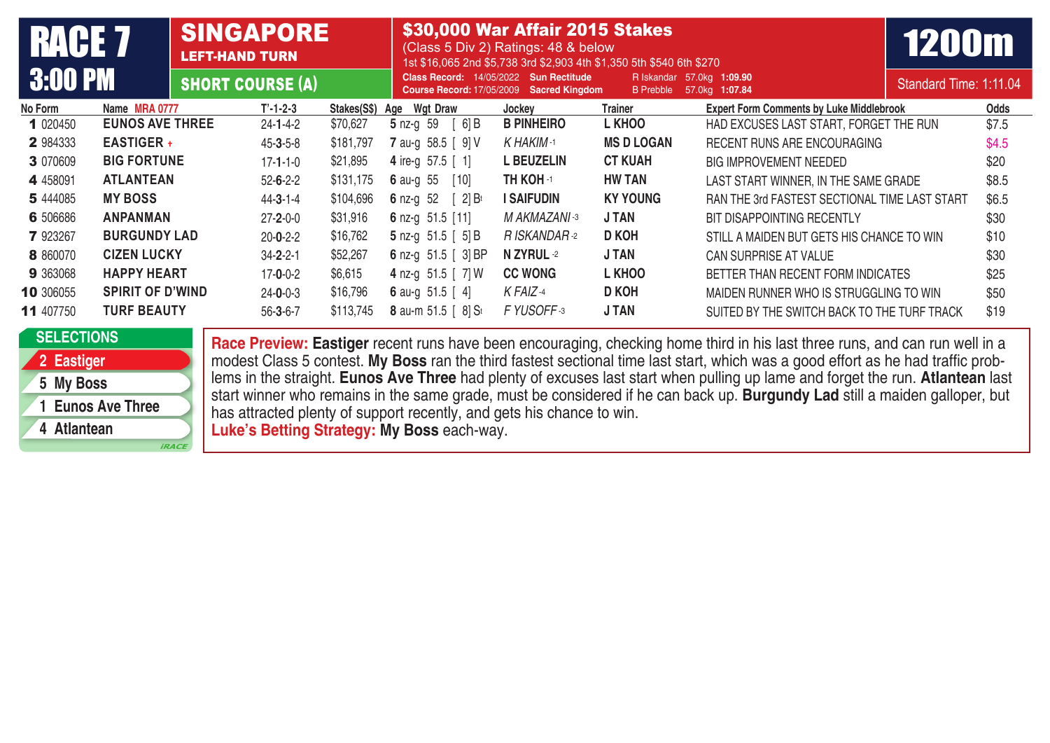# RACE 7
## 3:00 PM

**SINGAPORE**
LEFT-HAND TURN
SHORT COURSE (A)

**$30,000 War Affair 2015 Stakes**
(Class 5 Div 2) Ratings: 48 & below
1st $16,065 2nd $5,738 3rd $2,903 4th $1,350 5th $540 6th $270

Class Record: 14/05/2022 **Sun Rectitude** R Iskandar 57.0kg **1:09.90**
Course Record: 17/05/2009 **Sacred Kingdom** B Prebble 57.0kg **1:07.84**

**1200m**
Standard Time: 1:11.04

| No | Form | Name MRA 0777 | T'-1-2-3 | Stakes(S$) | Age | Wgt | Draw | Jockey | Trainer | Expert Form Comments by Luke Middlebrook | Odds |
|---|---|---|---|---|---|---|---|---|---|---|---|
| 1 | 020450 | EUNOS AVE THREE | 24-1-4-2 | $70,627 | 5 nz-g | 59 | [ 6] B | B PINHEIRO | L KHOO | HAD EXCUSES LAST START, FORGET THE RUN | $7.5 |
| 2 | 984333 | EASTIGER + | 45-3-5-8 | $181,797 | 7 au-g | 58.5 | [ 9] V | K HAKIM -1 | MS D LOGAN | RECENT RUNS ARE ENCOURAGING | $4.5 |
| 3 | 070609 | BIG FORTUNE | 17-1-1-0 | $21,895 | 4 ire-g | 57.5 | [ 1] | L BEUZELIN | CT KUAH | BIG IMPROVEMENT NEEDED | $20 |
| 4 | 458091 | ATLANTEAN | 52-6-2-2 | $131,175 | 6 au-g | 55 | [10] | TH KOH -1 | HW TAN | LAST START WINNER, IN THE SAME GRADE | $8.5 |
| 5 | 444085 | MY BOSS | 44-3-1-4 | $104,696 | 6 nz-g | 52 | [ 2] Bt | I SAIFUDIN | KY YOUNG | RAN THE 3rd FASTEST SECTIONAL TIME LAST START | $6.5 |
| 6 | 506686 | ANPANMAN | 27-2-0-0 | $31,916 | 6 nz-g | 51.5 | [11] | M AKMAZANI -3 | J TAN | BIT DISAPPOINTING RECENTLY | $30 |
| 7 | 923267 | BURGUNDY LAD | 20-0-2-2 | $16,762 | 5 nz-g | 51.5 | [ 5] B | R ISKANDAR -2 | D KOH | STILL A MAIDEN BUT GETS HIS CHANCE TO WIN | $10 |
| 8 | 860070 | CIZEN LUCKY | 34-2-2-1 | $52,267 | 6 nz-g | 51.5 | [ 3] BP | N ZYRUL -2 | J TAN | CAN SURPRISE AT VALUE | $30 |
| 9 | 363068 | HAPPY HEART | 17-0-0-2 | $6,615 | 4 nz-g | 51.5 | [ 7] W | CC WONG | L KHOO | BETTER THAN RECENT FORM INDICATES | $25 |
| 10 | 306055 | SPIRIT OF D'WIND | 24-0-0-3 | $16,796 | 6 au-g | 51.5 | [ 4] | K FAIZ -4 | D KOH | MAIDEN RUNNER WHO IS STRUGGLING TO WIN | $50 |
| 11 | 407750 | TURF BEAUTY | 56-3-6-7 | $113,745 | 8 au-m | 51.5 | [ 8] St | F YUSOFF -3 | J TAN | SUITED BY THE SWITCH BACK TO THE TURF TRACK | $19 |

**SELECTIONS**
- 2 Eastiger
- 5 My Boss
- 1 Eunos Ave Three
- 4 Atlantean

**Race Preview:** **Eastiger** recent runs have been encouraging, checking home third in his last three runs, and can run well in a modest Class 5 contest. **My Boss** ran the third fastest sectional time last start, which was a good effort as he had traffic problems in the straight. **Eunos Ave Three** had plenty of excuses last start when pulling up lame and forget the run. **Atlantean** last start winner who remains in the same grade, must be considered if he can back up. **Burgundy Lad** still a maiden galloper, but has attracted plenty of support recently, and gets his chance to win.
**Luke's Betting Strategy:** **My Boss** each-way.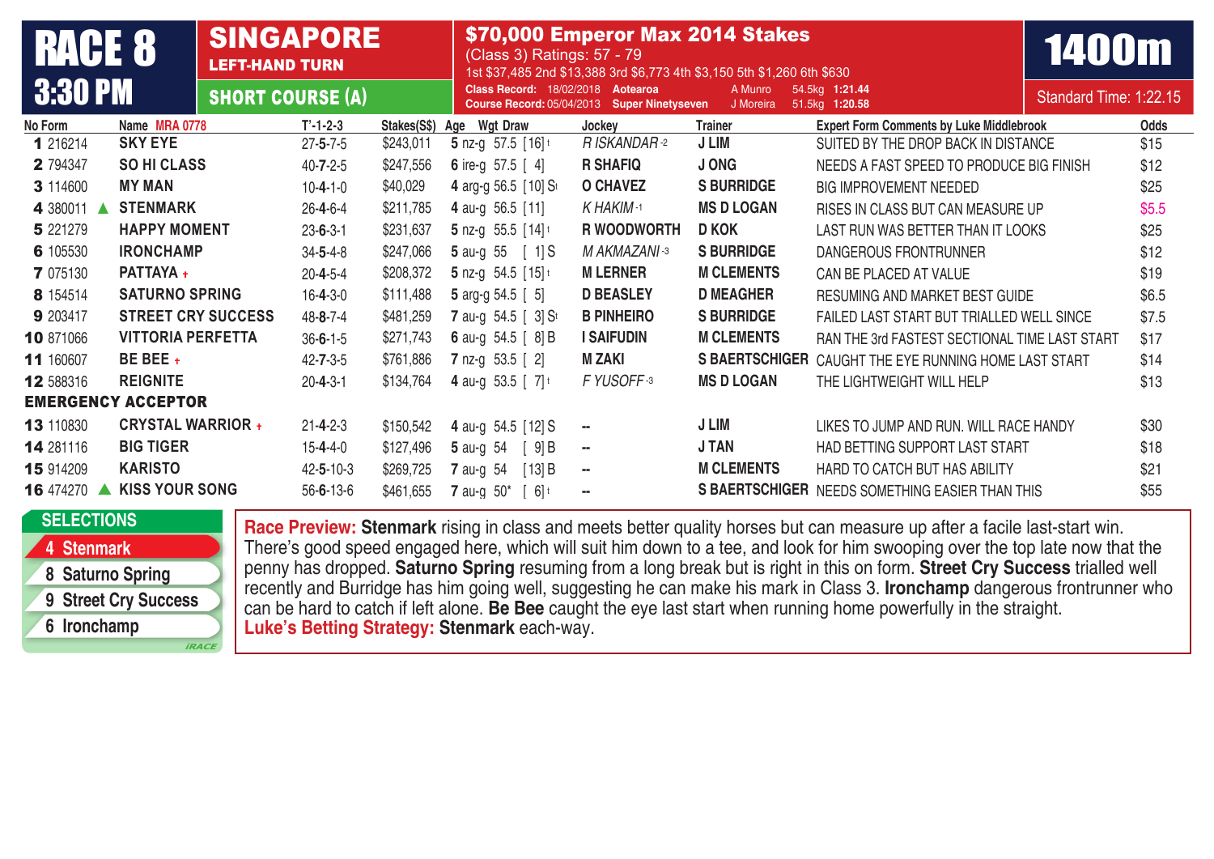# RACE 8 — 3:30 PM

## SINGAPORE
**LEFT-HAND TURN**
**SHORT COURSE (A)**

## $70,000 Emperor Max 2014 Stakes
(Class 3) Ratings: 57 - 79
1st $37,485 2nd $13,388 3rd $6,773 4th $3,150 5th $1,260 6th $630

**Class Record:** 18/02/2018 **Aotearoa** A Munro 54.5kg **1:21.44**
**Course Record:** 05/04/2013 **Super Ninetyseven** J Moreira 51.5kg **1:20.58**

## 1400m
Standard Time: 1:22.15

| No | Form | Name MRA 0778 | T'-1-2-3 | Stakes(S$) | Age | Wgt | Draw | Jockey | Trainer | Expert Form Comments by Luke Middlebrook | Odds |
|---|---|---|---|---|---|---|---|---|---|---|---|
| 1 | 216214 | SKY EYE | 27-5-7-5 | $243,011 | 5 nz-g | 57.5 | [16] t | *R ISKANDAR -2* | J LIM | SUITED BY THE DROP BACK IN DISTANCE | $15 |
| 2 | 794347 | SO HI CLASS | 40-7-2-5 | $247,556 | 6 ire-g | 57.5 | [ 4] | R SHAFIQ | J ONG | NEEDS A FAST SPEED TO PRODUCE BIG FINISH | $12 |
| 3 | 114600 | MY MAN | 10-4-1-0 | $40,029 | 4 arg-g | 56.5 | [10] St | O CHAVEZ | S BURRIDGE | BIG IMPROVEMENT NEEDED | $25 |
| 4 | 380011 ▲ | STENMARK | 26-4-6-4 | $211,785 | 4 au-g | 56.5 | [11] | *K HAKIM -1* | MS D LOGAN | RISES IN CLASS BUT CAN MEASURE UP | $5.5 |
| 5 | 221279 | HAPPY MOMENT | 23-6-3-1 | $231,637 | 5 nz-g | 55.5 | [14] t | R WOODWORTH | D KOK | LAST RUN WAS BETTER THAN IT LOOKS | $25 |
| 6 | 105530 | IRONCHAMP | 34-5-4-8 | $247,066 | 5 au-g | 55 | [ 1] S | *M AKMAZANI -3* | S BURRIDGE | DANGEROUS FRONTRUNNER | $12 |
| 7 | 075130 | PATTAYA + | 20-4-5-4 | $208,372 | 5 nz-g | 54.5 | [15] t | M LERNER | M CLEMENTS | CAN BE PLACED AT VALUE | $19 |
| 8 | 154514 | SATURNO SPRING | 16-4-3-0 | $111,488 | 5 arg-g | 54.5 | [ 5] | D BEASLEY | D MEAGHER | RESUMING AND MARKET BEST GUIDE | $6.5 |
| 9 | 203417 | STREET CRY SUCCESS | 48-8-7-4 | $481,259 | 7 au-g | 54.5 | [ 3] St | B PINHEIRO | S BURRIDGE | FAILED LAST START BUT TRIALLED WELL SINCE | $7.5 |
| 10 | 871066 | VITTORIA PERFETTA | 36-6-1-5 | $271,743 | 6 au-g | 54.5 | [ 8] B | I SAIFUDIN | M CLEMENTS | RAN THE 3rd FASTEST SECTIONAL TIME LAST START | $17 |
| 11 | 160607 | BE BEE + | 42-7-3-5 | $761,886 | 7 nz-g | 53.5 | [ 2] | M ZAKI | S BAERTSCHIGER | CAUGHT THE EYE RUNNING HOME LAST START | $14 |
| 12 | 588316 | REIGNITE | 20-4-3-1 | $134,764 | 4 au-g | 53.5 | [ 7] t | *F YUSOFF -3* | MS D LOGAN | THE LIGHTWEIGHT WILL HELP | $13 |
| | | **EMERGENCY ACCEPTOR** | | | | | | | | | |
| 13 | 110830 | CRYSTAL WARRIOR + | 21-4-2-3 | $150,542 | 4 au-g | 54.5 | [12] S | -- | J LIM | LIKES TO JUMP AND RUN. WILL RACE HANDY | $30 |
| 14 | 281116 | BIG TIGER | 15-4-4-0 | $127,496 | 5 au-g | 54 | [ 9] B | -- | J TAN | HAD BETTING SUPPORT LAST START | $18 |
| 15 | 914209 | KARISTO | 42-5-10-3 | $269,725 | 7 au-g | 54 | [13] B | -- | M CLEMENTS | HARD TO CATCH BUT HAS ABILITY | $21 |
| 16 | 474270 ▲ | KISS YOUR SONG | 56-6-13-6 | $461,655 | 7 au-g | 50* | [ 6] t | -- | S BAERTSCHIGER | NEEDS SOMETHING EASIER THAN THIS | $55 |

### SELECTIONS
- 4 Stenmark
- 8 Saturno Spring
- 9 Street Cry Success
- 6 Ironchamp

**Race Preview:** **Stenmark** rising in class and meets better quality horses but can measure up after a facile last-start win. There's good speed engaged here, which will suit him down to a tee, and look for him swooping over the top late now that the penny has dropped. **Saturno Spring** resuming from a long break but is right in this on form. **Street Cry Success** trialled well recently and Burridge has him going well, suggesting he can make his mark in Class 3. **Ironchamp** dangerous frontrunner who can be hard to catch if left alone. **Be Bee** caught the eye last start when running home powerfully in the straight.

**Luke's Betting Strategy:** **Stenmark** each-way.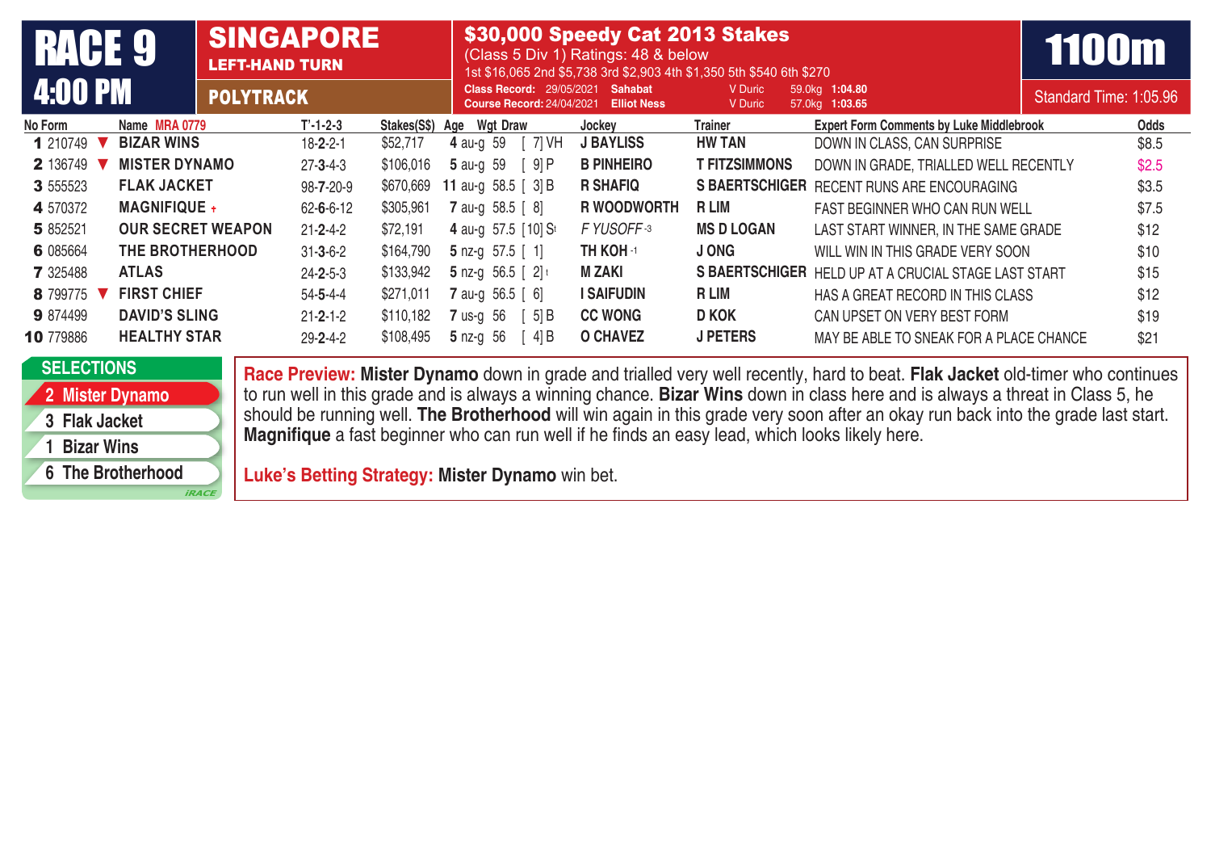# RACE 9 — 4:00 PM

**SINGAPORE** — LEFT-HAND TURN — POLYTRACK

## $30,000 Speedy Cat 2013 Stakes

(Class 5 Div 1) Ratings: 48 & below

1st $16,065 2nd $5,738 3rd $2,903 4th $1,350 5th $540 6th $270

Class Record: 29/05/2021 Sahabat V Duric 59.0kg 1:04.80

Course Record: 24/04/2021 Elliot Ness V Duric 57.0kg 1:03.65

**1100m** — Standard Time: 1:05.96

| No | Form | Name MRA 0779 | T'-1-2-3 | Stakes(S$) | Age | Wgt | Draw | Jockey | Trainer | Expert Form Comments by Luke Middlebrook | Odds |
|---|---|---|---|---|---|---|---|---|---|---|---|
| 1 | 210749 ▼ | BIZAR WINS | 18-2-2-1 | $52,717 | 4 au-g | 59 | [ 7] VH | J BAYLISS | HW TAN | DOWN IN CLASS, CAN SURPRISE | $8.5 |
| 2 | 136749 ▼ | MISTER DYNAMO | 27-3-4-3 | $106,016 | 5 au-g | 59 | [ 9] P | B PINHEIRO | T FITZSIMMONS | DOWN IN GRADE, TRIALLED WELL RECENTLY | $2.5 |
| 3 | 555523 | FLAK JACKET | 98-7-20-9 | $670,669 | 11 au-g | 58.5 | [ 3] B | R SHAFIQ | S BAERTSCHIGER | RECENT RUNS ARE ENCOURAGING | $3.5 |
| 4 | 570372 | MAGNIFIQUE + | 62-6-6-12 | $305,961 | 7 au-g | 58.5 | [ 8] | R WOODWORTH | R LIM | FAST BEGINNER WHO CAN RUN WELL | $7.5 |
| 5 | 852521 | OUR SECRET WEAPON | 21-2-4-2 | $72,191 | 4 au-g | 57.5 | [10] St | F YUSOFF -3 | MS D LOGAN | LAST START WINNER, IN THE SAME GRADE | $12 |
| 6 | 085664 | THE BROTHERHOOD | 31-3-6-2 | $164,790 | 5 nz-g | 57.5 | [ 1] | TH KOH -1 | J ONG | WILL WIN IN THIS GRADE VERY SOON | $10 |
| 7 | 325488 | ATLAS | 24-2-5-3 | $133,942 | 5 nz-g | 56.5 | [ 2] t | M ZAKI | S BAERTSCHIGER | HELD UP AT A CRUCIAL STAGE LAST START | $15 |
| 8 | 799775 ▼ | FIRST CHIEF | 54-5-4-4 | $271,011 | 7 au-g | 56.5 | [ 6] | I SAIFUDIN | R LIM | HAS A GREAT RECORD IN THIS CLASS | $12 |
| 9 | 874499 | DAVID'S SLING | 21-2-1-2 | $110,182 | 7 us-g | 56 | [ 5] B | CC WONG | D KOK | CAN UPSET ON VERY BEST FORM | $19 |
| 10 | 779886 | HEALTHY STAR | 29-2-4-2 | $108,495 | 5 nz-g | 56 | [ 4] B | O CHAVEZ | J PETERS | MAY BE ABLE TO SNEAK FOR A PLACE CHANCE | $21 |

### SELECTIONS

- 2 Mister Dynamo
- 3 Flak Jacket
- 1 Bizar Wins
- 6 The Brotherhood

**Race Preview:** **Mister Dynamo** down in grade and trialled very well recently, hard to beat. **Flak Jacket** old-timer who continues to run well in this grade and is always a winning chance. **Bizar Wins** down in class here and is always a threat in Class 5, he should be running well. **The Brotherhood** will win again in this grade very soon after an okay run back into the grade last start. **Magnifique** a fast beginner who can run well if he finds an easy lead, which looks likely here.

**Luke's Betting Strategy:** **Mister Dynamo** win bet.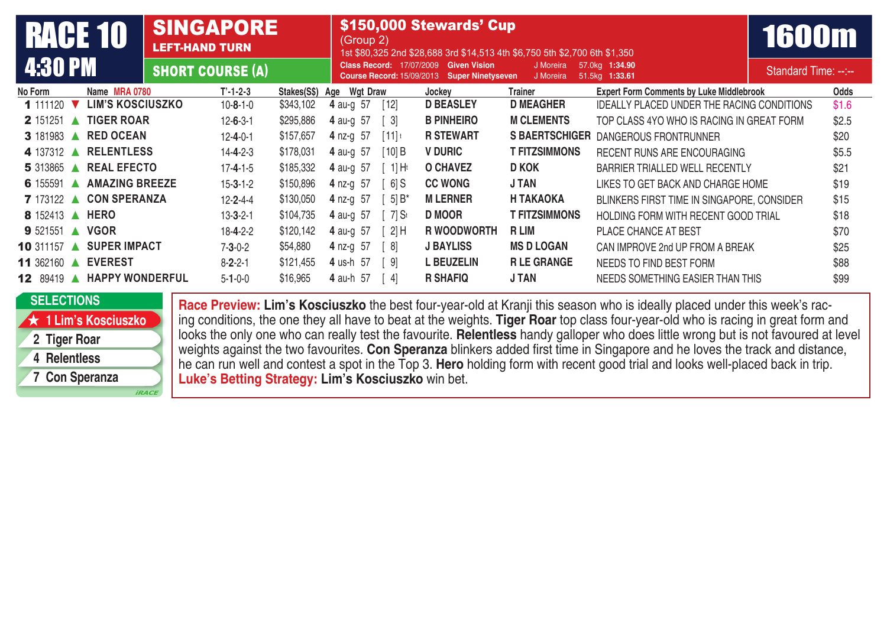# RACE 10 4:30 PM

**SINGAPORE** LEFT-HAND TURN

**SHORT COURSE (A)**

**$150,000 Stewards' Cup** (Group 2)

1st $80,325 2nd $28,688 3rd $14,513 4th $6,750 5th $2,700 6th $1,350

Class Record: 17/07/2009 Given Vision J Moreira 57.0kg 1:34.90

Course Record: 15/09/2013 Super Ninetyseven J Moreira 51.5kg 1:33.61

**1600m** Standard Time: --:--

| No | Form | | Name MRA 0780 | T'-1-2-3 | Stakes(S$) | Age | Wgt | Draw | Jockey | Trainer | Expert Form Comments by Luke Middlebrook | Odds |
|---|---|---|---|---|---|---|---|---|---|---|---|---|
| 1 | 111120 | ▼ | LIM'S KOSCIUSZKO | 10-8-1-0 | $343,102 | 4 au-g | 57 | [12] | D BEASLEY | D MEAGHER | IDEALLY PLACED UNDER THE RACING CONDITIONS | $1.6 |
| 2 | 151251 | ▲ | TIGER ROAR | 12-6-3-1 | $295,886 | 4 au-g | 57 | [ 3] | B PINHEIRO | M CLEMENTS | TOP CLASS 4YO WHO IS RACING IN GREAT FORM | $2.5 |
| 3 | 181983 | ▲ | RED OCEAN | 12-4-0-1 | $157,657 | 4 nz-g | 57 | [11] t | R STEWART | S BAERTSCHIGER | DANGEROUS FRONTRUNNER | $20 |
| 4 | 137312 | ▲ | RELENTLESS | 14-4-2-3 | $178,031 | 4 au-g | 57 | [10] B | V DURIC | T FITZSIMMONS | RECENT RUNS ARE ENCOURAGING | $5.5 |
| 5 | 313865 | ▲ | REAL EFECTO | 17-4-1-5 | $185,332 | 4 au-g | 57 | [ 1] Ht | O CHAVEZ | D KOK | BARRIER TRIALLED WELL RECENTLY | $21 |
| 6 | 155591 | ▲ | AMAZING BREEZE | 15-3-1-2 | $150,896 | 4 nz-g | 57 | [ 6] S | CC WONG | J TAN | LIKES TO GET BACK AND CHARGE HOME | $19 |
| 7 | 173122 | ▲ | CON SPERANZA | 12-2-4-4 | $130,050 | 4 nz-g | 57 | [ 5] B* | M LERNER | H TAKAOKA | BLINKERS FIRST TIME IN SINGAPORE, CONSIDER | $15 |
| 8 | 152413 | ▲ | HERO | 13-3-2-1 | $104,735 | 4 au-g | 57 | [ 7] St | D MOOR | T FITZSIMMONS | HOLDING FORM WITH RECENT GOOD TRIAL | $18 |
| 9 | 521551 | ▲ | VGOR | 18-4-2-2 | $120,142 | 4 au-g | 57 | [ 2] H | R WOODWORTH | R LIM | PLACE CHANCE AT BEST | $70 |
| 10 | 311157 | ▲ | SUPER IMPACT | 7-3-0-2 | $54,880 | 4 nz-g | 57 | [ 8] | J BAYLISS | MS D LOGAN | CAN IMPROVE 2nd UP FROM A BREAK | $25 |
| 11 | 362160 | ▲ | EVEREST | 8-2-2-1 | $121,455 | 4 us-h | 57 | [ 9] | L BEUZELIN | R LE GRANGE | NEEDS TO FIND BEST FORM | $88 |
| 12 | 89419 | ▲ | HAPPY WONDERFUL | 5-1-0-0 | $16,965 | 4 au-h | 57 | [ 4] | R SHAFIQ | J TAN | NEEDS SOMETHING EASIER THAN THIS | $99 |

**SELECTIONS**

- ★ 1 Lim's Kosciuszko
- 2 Tiger Roar
- 4 Relentless
- 7 Con Speranza

**Race Preview:** **Lim's Kosciuszko** the best four-year-old at Kranji this season who is ideally placed under this week's racing conditions, the one they all have to beat at the weights. **Tiger Roar** top class four-year-old who is racing in great form and looks the only one who can really test the favourite. **Relentless** handy galloper who does little wrong but is not favoured at level weights against the two favourites. **Con Speranza** blinkers added first time in Singapore and he loves the track and distance, he can run well and contest a spot in the Top 3. **Hero** holding form with recent good trial and looks well-placed back in trip.

**Luke's Betting Strategy:** **Lim's Kosciuszko** win bet.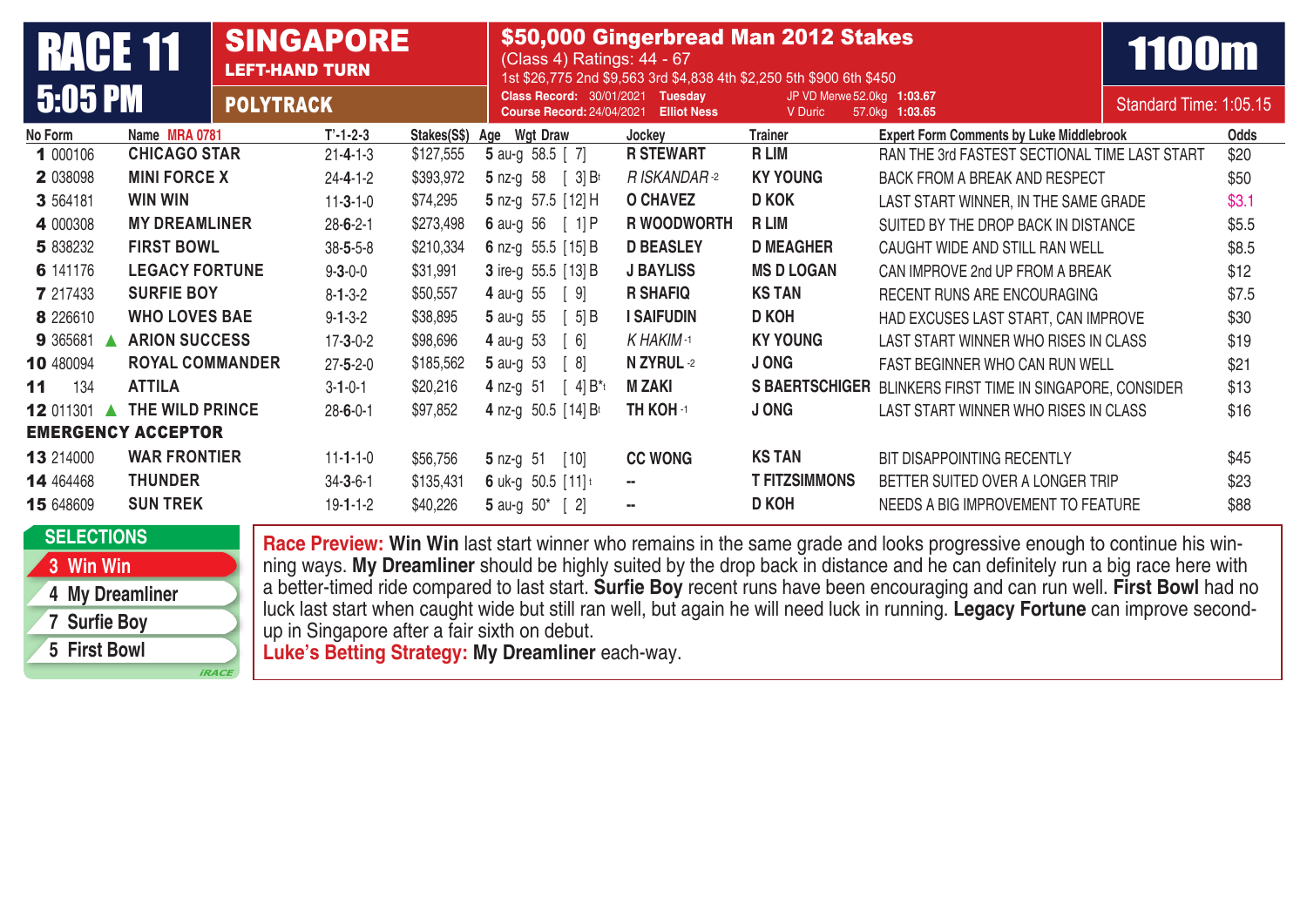# RACE 11 — 5:05 PM

**SINGAPORE** — LEFT-HAND TURN — POLYTRACK

## $50,000 Gingerbread Man 2012 Stakes

(Class 4) Ratings: 44 - 67

1st $26,775 2nd $9,563 3rd $4,838 4th $2,250 5th $900 6th $450

Class Record: 30/01/2021 Tuesday — JP VD Merwe 52.0kg 1:03.67

Course Record: 24/04/2021 Elliot Ness — V Duric 57.0kg 1:03.65

**1100m** — Standard Time: 1:05.15

| No | Form | Name MRA 0781 | T'-1-2-3 | Stakes(S$) | Age | Wgt | Draw | Jockey | Trainer | Expert Form Comments by Luke Middlebrook | Odds |
|---|---|---|---|---|---|---|---|---|---|---|---|
| 1 | 000106 | CHICAGO STAR | 21-4-1-3 | $127,555 | 5 au-g | 58.5 | [ 7] | R STEWART | R LIM | RAN THE 3rd FASTEST SECTIONAL TIME LAST START | $20 |
| 2 | 038098 | MINI FORCE X | 24-4-1-2 | $393,972 | 5 nz-g | 58 | [ 3] Bt | *R ISKANDAR* -2 | KY YOUNG | BACK FROM A BREAK AND RESPECT | $50 |
| 3 | 564181 | WIN WIN | 11-3-1-0 | $74,295 | 5 nz-g | 57.5 | [12] H | O CHAVEZ | D KOK | LAST START WINNER, IN THE SAME GRADE | $3.1 |
| 4 | 000308 | MY DREAMLINER | 28-6-2-1 | $273,498 | 6 au-g | 56 | [ 1] P | R WOODWORTH | R LIM | SUITED BY THE DROP BACK IN DISTANCE | $5.5 |
| 5 | 838232 | FIRST BOWL | 38-5-5-8 | $210,334 | 6 nz-g | 55.5 | [15] B | D BEASLEY | D MEAGHER | CAUGHT WIDE AND STILL RAN WELL | $8.5 |
| 6 | 141176 | LEGACY FORTUNE | 9-3-0-0 | $31,991 | 3 ire-g | 55.5 | [13] B | J BAYLISS | MS D LOGAN | CAN IMPROVE 2nd UP FROM A BREAK | $12 |
| 7 | 217433 | SURFIE BOY | 8-1-3-2 | $50,557 | 4 au-g | 55 | [ 9] | R SHAFIQ | KS TAN | RECENT RUNS ARE ENCOURAGING | $7.5 |
| 8 | 226610 | WHO LOVES BAE | 9-1-3-2 | $38,895 | 5 au-g | 55 | [ 5] B | I SAIFUDIN | D KOH | HAD EXCUSES LAST START, CAN IMPROVE | $30 |
| 9 | 365681 ▲ | ARION SUCCESS | 17-3-0-2 | $98,696 | 4 au-g | 53 | [ 6] | *K HAKIM* -1 | KY YOUNG | LAST START WINNER WHO RISES IN CLASS | $19 |
| 10 | 480094 | ROYAL COMMANDER | 27-5-2-0 | $185,562 | 5 au-g | 53 | [ 8] | N ZYRUL -2 | J ONG | FAST BEGINNER WHO CAN RUN WELL | $21 |
| 11 | 134 | ATTILA | 3-1-0-1 | $20,216 | 4 nz-g | 51 | [ 4] B*t | M ZAKI | S BAERTSCHIGER | BLINKERS FIRST TIME IN SINGAPORE, CONSIDER | $13 |
| 12 | 011301 ▲ | THE WILD PRINCE | 28-6-0-1 | $97,852 | 4 nz-g | 50.5 | [14] Bt | TH KOH -1 | J ONG | LAST START WINNER WHO RISES IN CLASS | $16 |
| **EMERGENCY ACCEPTOR** | | | | | | | | | | | |
| 13 | 214000 | WAR FRONTIER | 11-1-1-0 | $56,756 | 5 nz-g | 51 | [10] | CC WONG | KS TAN | BIT DISAPPOINTING RECENTLY | $45 |
| 14 | 464468 | THUNDER | 34-3-6-1 | $135,431 | 6 uk-g | 50.5 | [11] t | -- | T FITZSIMMONS | BETTER SUITED OVER A LONGER TRIP | $23 |
| 15 | 648609 | SUN TREK | 19-1-1-2 | $40,226 | 5 au-g | 50* | [ 2] | -- | D KOH | NEEDS A BIG IMPROVEMENT TO FEATURE | $88 |

**SELECTIONS**

- 3 Win Win
- 4 My Dreamliner
- 7 Surfie Boy
- 5 First Bowl

**Race Preview:** **Win Win** last start winner who remains in the same grade and looks progressive enough to continue his winning ways. **My Dreamliner** should be highly suited by the drop back in distance and he can definitely run a big race here with a better-timed ride compared to last start. **Surfie Boy** recent runs have been encouraging and can run well. **First Bowl** had no luck last start when caught wide but still ran well, but again he will need luck in running. **Legacy Fortune** can improve second-up in Singapore after a fair sixth on debut.

**Luke's Betting Strategy:** **My Dreamliner** each-way.